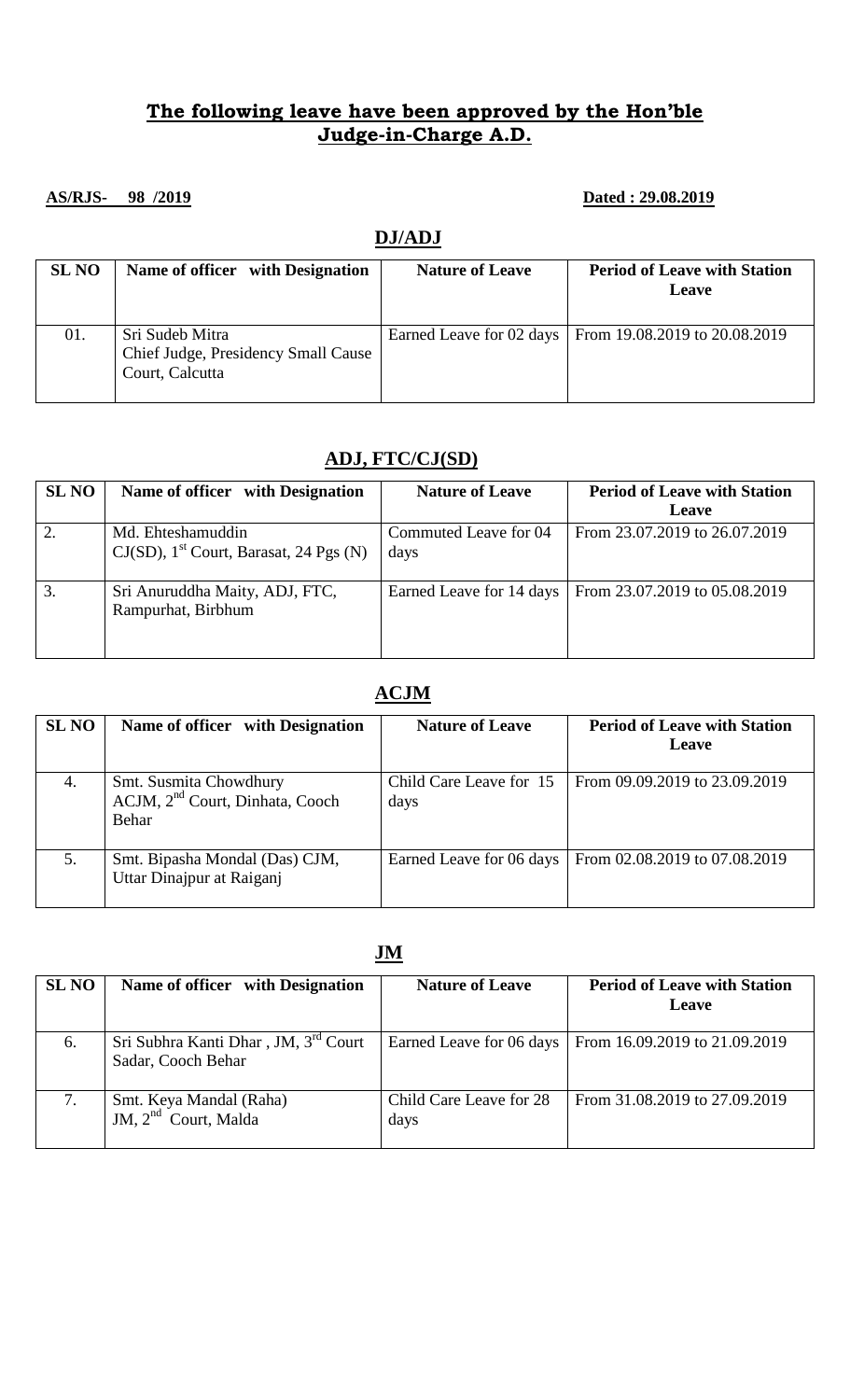**The following leave have been approved by the Hon'ble Judge-in-Charge A.D.**

**AS/RJS- 98 /2019** **Dated : 29.08.2019**

## DJ/ADJ

| SL NO | Name of officer with Designation | Nature of Leave | Period of Leave with Station Leave |
|---|---|---|---|
| 01. | Sri Sudeb Mitra<br>Chief Judge, Presidency Small Cause Court, Calcutta | Earned Leave for 02 days | From 19.08.2019 to 20.08.2019 |

## ADJ, FTC/CJ(SD)

| SL NO | Name of officer with Designation | Nature of Leave | Period of Leave with Station Leave |
|---|---|---|---|
| 2. | Md. Ehteshamuddin<br>CJ(SD), 1st Court, Barasat, 24 Pgs (N) | Commuted Leave for 04 days | From 23.07.2019 to 26.07.2019 |
| 3. | Sri Anuruddha Maity, ADJ, FTC, Rampurhat, Birbhum | Earned Leave for 14 days | From 23.07.2019 to 05.08.2019 |

## ACJM

| SL NO | Name of officer with Designation | Nature of Leave | Period of Leave with Station Leave |
|---|---|---|---|
| 4. | Smt. Susmita Chowdhury<br>ACJM, 2nd Court, Dinhata, Cooch Behar | Child Care Leave for 15 days | From 09.09.2019 to 23.09.2019 |
| 5. | Smt. Bipasha Mondal (Das) CJM, Uttar Dinajpur at Raiganj | Earned Leave for 06 days | From 02.08.2019 to 07.08.2019 |

## JM

| SL NO | Name of officer with Designation | Nature of Leave | Period of Leave with Station Leave |
|---|---|---|---|
| 6. | Sri Subhra Kanti Dhar , JM, 3rd Court Sadar, Cooch Behar | Earned Leave for 06 days | From 16.09.2019 to 21.09.2019 |
| 7. | Smt. Keya Mandal (Raha)<br>JM, 2nd Court, Malda | Child Care Leave for 28 days | From 31.08.2019 to 27.09.2019 |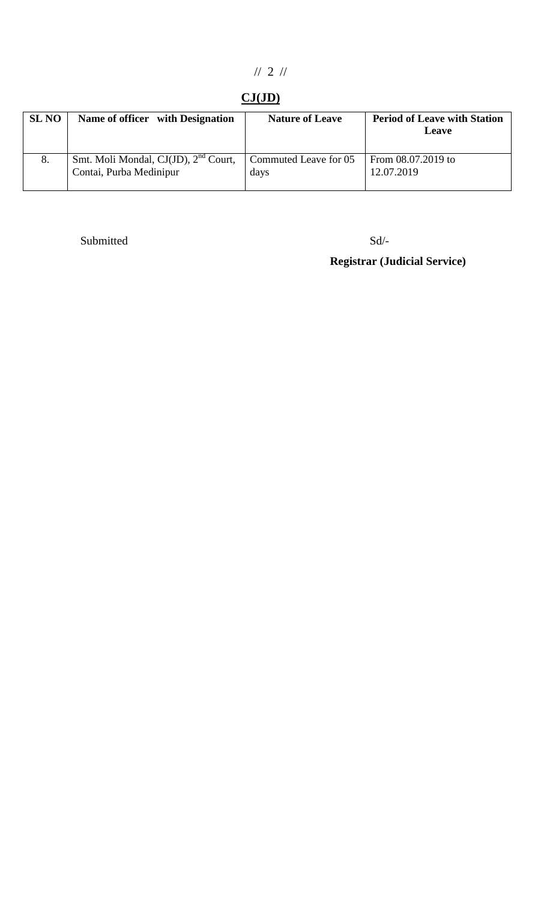## CJ(JD)

| SL NO | Name of officer with Designation | Nature of Leave | Period of Leave with Station Leave |
|---|---|---|---|
| 8. | Smt. Moli Mondal, CJ(JD), 2nd Court, Contai, Purba Medinipur | Commuted Leave for 05 days | From 08.07.2019 to 12.07.2019 |

Submitted

Sd/-

**Registrar (Judicial Service)**